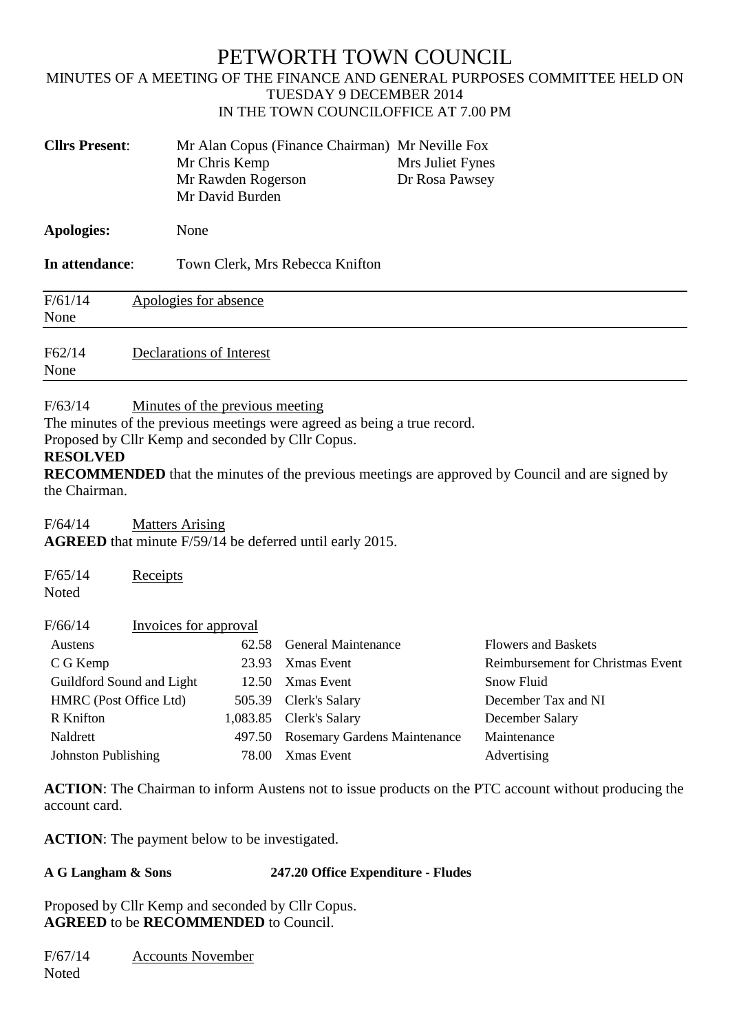# PETWORTH TOWN COUNCIL

MINUTES OF A MEETING OF THE FINANCE AND GENERAL PURPOSES COMMITTEE HELD ON TUESDAY 9 DECEMBER 2014
IN THE TOWN COUNCILOFFICE AT 7.00 PM

**Cllrs Present**: Mr Alan Copus (Finance Chairman), Mr Chris Kemp, Mr Rawden Rogerson, Mr David Burden, Mr Neville Fox, Mrs Juliet Fynes, Dr Rosa Pawsey

**Apologies:** None

**In attendance**: Town Clerk, Mrs Rebecca Knifton

F/61/14 Apologies for absence
None

F62/14 Declarations of Interest
None

F/63/14 Minutes of the previous meeting
The minutes of the previous meetings were agreed as being a true record.
Proposed by Cllr Kemp and seconded by Cllr Copus.
**RESOLVED**
**RECOMMENDED** that the minutes of the previous meetings are approved by Council and are signed by the Chairman.

F/64/14 Matters Arising
**AGREED** that minute F/59/14 be deferred until early 2015.

F/65/14 Receipts
Noted

F/66/14 Invoices for approval

| | | | |
|---|---|---|---|
| Austens | 62.58 | General Maintenance | Flowers and Baskets |
| C G Kemp | 23.93 | Xmas Event | Reimbursement for Christmas Event |
| Guildford Sound and Light | 12.50 | Xmas Event | Snow Fluid |
| HMRC (Post Office Ltd) | 505.39 | Clerk's Salary | December Tax and NI |
| R Knifton | 1,083.85 | Clerk's Salary | December Salary |
| Naldrett | 497.50 | Rosemary Gardens Maintenance | Maintenance |
| Johnston Publishing | 78.00 | Xmas Event | Advertising |

**ACTION**: The Chairman to inform Austens not to issue products on the PTC account without producing the account card.

**ACTION**: The payment below to be investigated.

**A G Langham & Sons 247.20 Office Expenditure - Fludes**

Proposed by Cllr Kemp and seconded by Cllr Copus.
**AGREED** to be **RECOMMENDED** to Council.

F/67/14 Accounts November
Noted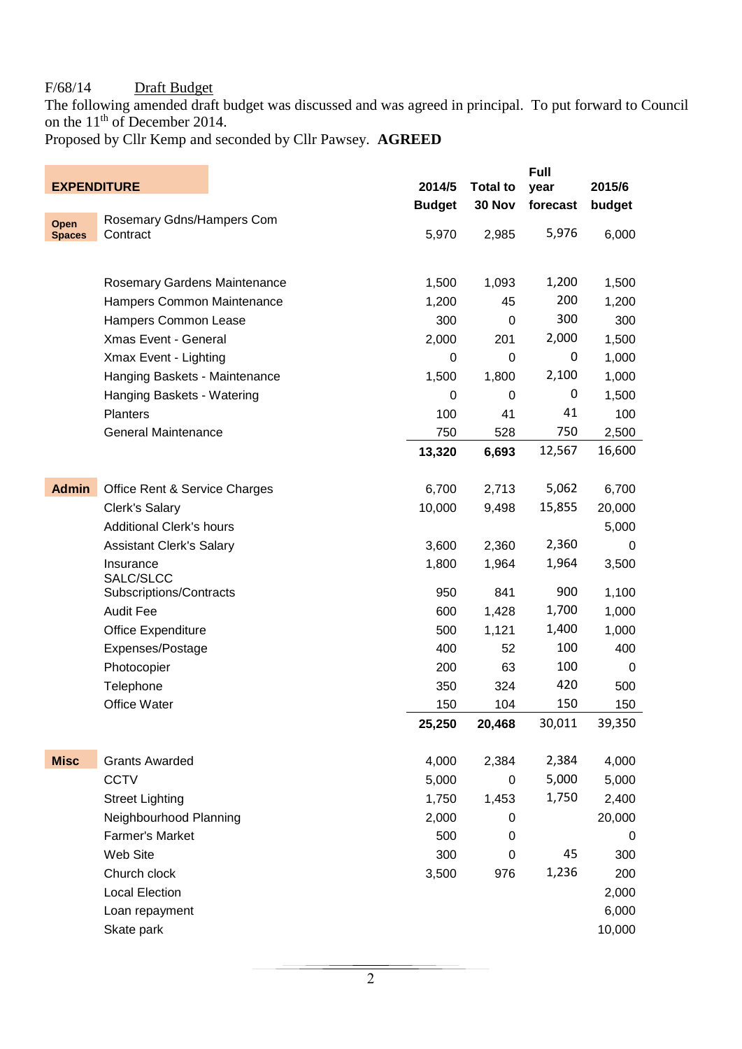F/68/14 Draft Budget

The following amended draft budget was discussed and was agreed in principal. To put forward to Council on the 11th of December 2014.

Proposed by Cllr Kemp and seconded by Cllr Pawsey. **AGREED**

| **EXPENDITURE** | | **2014/5 Budget** | **Total to 30 Nov** | **Full year forecast** | **2015/6 budget** |
|---|---|---|---|---|---|
| **Open Spaces** | Rosemary Gdns/Hampers Com Contract | 5,970 | 2,985 | 5,976 | 6,000 |
| | Rosemary Gardens Maintenance | 1,500 | 1,093 | 1,200 | 1,500 |
| | Hampers Common Maintenance | 1,200 | 45 | 200 | 1,200 |
| | Hampers Common Lease | 300 | 0 | 300 | 300 |
| | Xmas Event - General | 2,000 | 201 | 2,000 | 1,500 |
| | Xmax Event - Lighting | 0 | 0 | 0 | 1,000 |
| | Hanging Baskets - Maintenance | 1,500 | 1,800 | 2,100 | 1,000 |
| | Hanging Baskets - Watering | 0 | 0 | 0 | 1,500 |
| | Planters | 100 | 41 | 41 | 100 |
| | General Maintenance | 750 | 528 | 750 | 2,500 |
| | | **13,320** | **6,693** | 12,567 | 16,600 |
| **Admin** | Office Rent & Service Charges | 6,700 | 2,713 | 5,062 | 6,700 |
| | Clerk's Salary | 10,000 | 9,498 | 15,855 | 20,000 |
| | Additional Clerk's hours | | | | 5,000 |
| | Assistant Clerk's Salary | 3,600 | 2,360 | 2,360 | 0 |
| | Insurance | 1,800 | 1,964 | 1,964 | 3,500 |
| | SALC/SLCC Subscriptions/Contracts | 950 | 841 | 900 | 1,100 |
| | Audit Fee | 600 | 1,428 | 1,700 | 1,000 |
| | Office Expenditure | 500 | 1,121 | 1,400 | 1,000 |
| | Expenses/Postage | 400 | 52 | 100 | 400 |
| | Photocopier | 200 | 63 | 100 | 0 |
| | Telephone | 350 | 324 | 420 | 500 |
| | Office Water | 150 | 104 | 150 | 150 |
| | | **25,250** | **20,468** | 30,011 | 39,350 |
| **Misc** | Grants Awarded | 4,000 | 2,384 | 2,384 | 4,000 |
| | CCTV | 5,000 | 0 | 5,000 | 5,000 |
| | Street Lighting | 1,750 | 1,453 | 1,750 | 2,400 |
| | Neighbourhood Planning | 2,000 | 0 | | 20,000 |
| | Farmer's Market | 500 | 0 | | 0 |
| | Web Site | 300 | 0 | 45 | 300 |
| | Church clock | 3,500 | 976 | 1,236 | 200 |
| | Local Election | | | | 2,000 |
| | Loan repayment | | | | 6,000 |
| | Skate park | | | | 10,000 |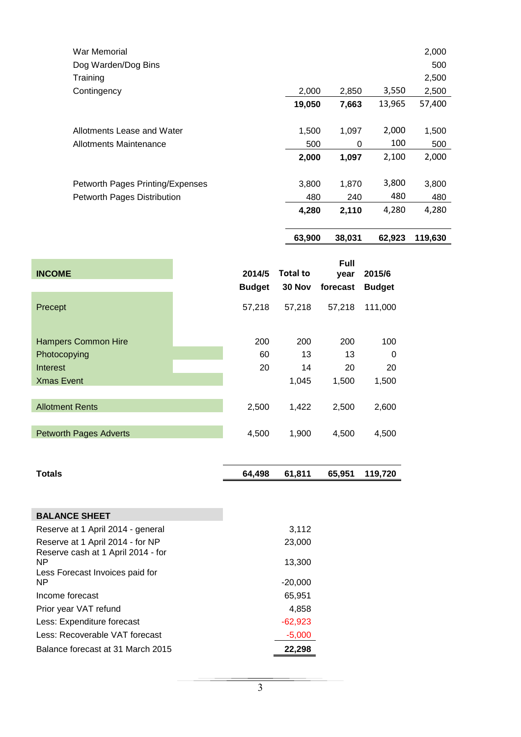| | | | | |
|---|---|---|---|---|
| War Memorial | | | | 2,000 |
| Dog Warden/Dog Bins | | | | 500 |
| Training | | | | 2,500 |
| Contingency | 2,000 | 2,850 | 3,550 | 2,500 |
| | **19,050** | **7,663** | 13,965 | 57,400 |
| | | | | |
| Allotments Lease and Water | 1,500 | 1,097 | 2,000 | 1,500 |
| Allotments Maintenance | 500 | 0 | 100 | 500 |
| | **2,000** | **1,097** | 2,100 | 2,000 |
| | | | | |
| Petworth Pages Printing/Expenses | 3,800 | 1,870 | 3,800 | 3,800 |
| Petworth Pages Distribution | 480 | 240 | 480 | 480 |
| | **4,280** | **2,110** | 4,280 | 4,280 |
| | | | | |
| | **63,900** | **38,031** | **62,923** | **119,630** |

| **INCOME** | **2014/5 Budget** | **Total to 30 Nov** | **Full year forecast** | **2015/6 Budget** |
|---|---|---|---|---|
| Precept | 57,218 | 57,218 | 57,218 | 111,000 |
| | | | | |
| Hampers Common Hire | 200 | 200 | 200 | 100 |
| Photocopying | 60 | 13 | 13 | 0 |
| Interest | 20 | 14 | 20 | 20 |
| Xmas Event | | 1,045 | 1,500 | 1,500 |
| | | | | |
| Allotment Rents | 2,500 | 1,422 | 2,500 | 2,600 |
| | | | | |
| Petworth Pages Adverts | 4,500 | 1,900 | 4,500 | 4,500 |
| | | | | |
| **Totals** | **64,498** | **61,811** | **65,951** | **119,720** |

| **BALANCE SHEET** | |
|---|---|
| Reserve at 1 April 2014 - general | 3,112 |
| Reserve at 1 April 2014 - for NP | 23,000 |
| Reserve cash at 1 April 2014 - for NP | 13,300 |
| Less Forecast Invoices paid for NP | -20,000 |
| Income forecast | 65,951 |
| Prior year VAT refund | 4,858 |
| Less: Expenditure forecast | -62,923 |
| Less: Recoverable VAT forecast | -5,000 |
| Balance forecast at 31 March 2015 | **22,298** |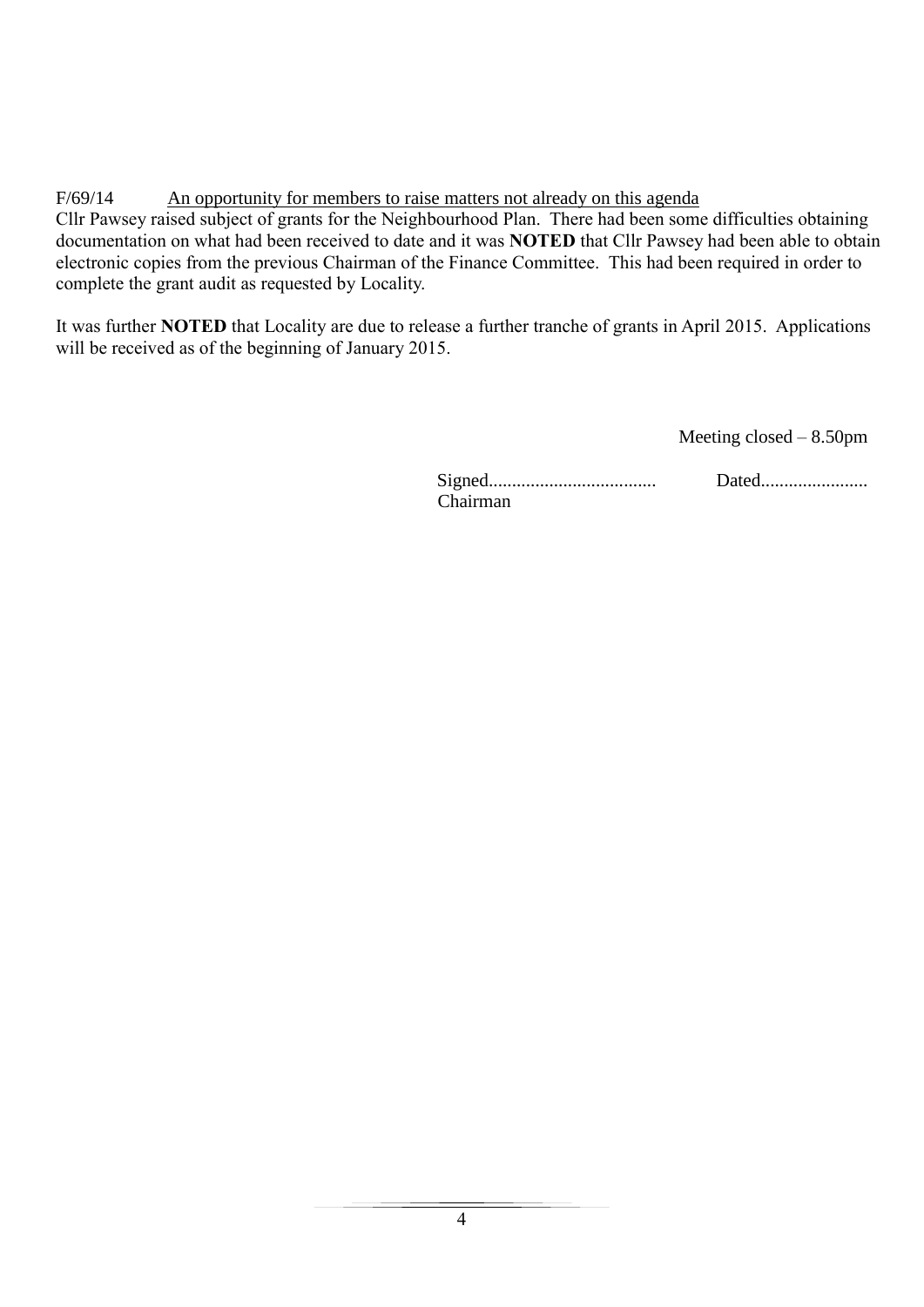F/69/14 An opportunity for members to raise matters not already on this agenda

Cllr Pawsey raised subject of grants for the Neighbourhood Plan. There had been some difficulties obtaining documentation on what had been received to date and it was **NOTED** that Cllr Pawsey had been able to obtain electronic copies from the previous Chairman of the Finance Committee. This had been required in order to complete the grant audit as requested by Locality.

It was further **NOTED** that Locality are due to release a further tranche of grants in April 2015. Applications will be received as of the beginning of January 2015.

Meeting closed – 8.50pm

Signed................................... Dated......................

Chairman